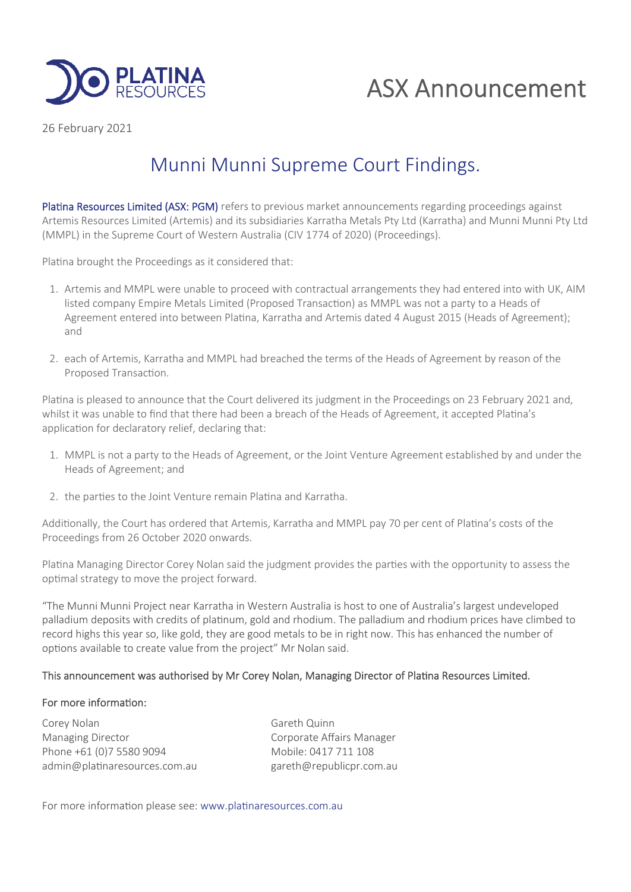PLATINA RESOURCES

# ASX Announcement

26 February 2021

## Munni Munni Supreme Court Findings.

**Platina Resources Limited (ASX: PGM)** refers to previous market announcements regarding proceedings against Artemis Resources Limited (Artemis) and its subsidiaries Karratha Metals Pty Ltd (Karratha) and Munni Munni Pty Ltd (MMPL) in the Supreme Court of Western Australia (CIV 1774 of 2020) (Proceedings).

Platina brought the Proceedings as it considered that:

1. Artemis and MMPL were unable to proceed with contractual arrangements they had entered into with UK, AIM listed company Empire Metals Limited (Proposed Transaction) as MMPL was not a party to a Heads of Agreement entered into between Platina, Karratha and Artemis dated 4 August 2015 (Heads of Agreement); and

2. each of Artemis, Karratha and MMPL had breached the terms of the Heads of Agreement by reason of the Proposed Transaction.

Platina is pleased to announce that the Court delivered its judgment in the Proceedings on 23 February 2021 and, whilst it was unable to find that there had been a breach of the Heads of Agreement, it accepted Platina's application for declaratory relief, declaring that:

1. MMPL is not a party to the Heads of Agreement, or the Joint Venture Agreement established by and under the Heads of Agreement; and

2. the parties to the Joint Venture remain Platina and Karratha.

Additionally, the Court has ordered that Artemis, Karratha and MMPL pay 70 per cent of Platina's costs of the Proceedings from 26 October 2020 onwards.

Platina Managing Director Corey Nolan said the judgment provides the parties with the opportunity to assess the optimal strategy to move the project forward.

"The Munni Munni Project near Karratha in Western Australia is host to one of Australia's largest undeveloped palladium deposits with credits of platinum, gold and rhodium. The palladium and rhodium prices have climbed to record highs this year so, like gold, they are good metals to be in right now. This has enhanced the number of options available to create value from the project" Mr Nolan said.

This announcement was authorised by Mr Corey Nolan, Managing Director of Platina Resources Limited.

For more information:

Corey Nolan
Managing Director
Phone +61 (0)7 5580 9094
admin@platinaresources.com.au

Gareth Quinn
Corporate Affairs Manager
Mobile: 0417 711 108
gareth@republicpr.com.au

For more information please see: www.platinaresources.com.au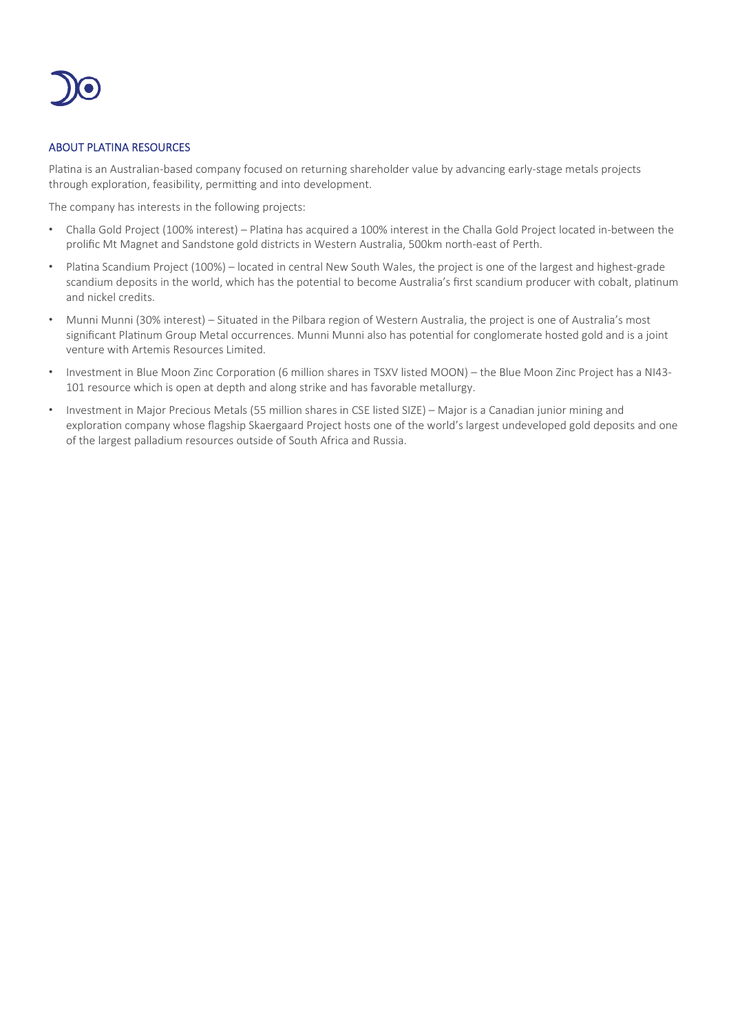## ABOUT PLATINA RESOURCES

Platina is an Australian-based company focused on returning shareholder value by advancing early-stage metals projects through exploration, feasibility, permitting and into development.

The company has interests in the following projects:

- Challa Gold Project (100% interest) – Platina has acquired a 100% interest in the Challa Gold Project located in-between the prolific Mt Magnet and Sandstone gold districts in Western Australia, 500km north-east of Perth.
- Platina Scandium Project (100%) – located in central New South Wales, the project is one of the largest and highest-grade scandium deposits in the world, which has the potential to become Australia's first scandium producer with cobalt, platinum and nickel credits.
- Munni Munni (30% interest) – Situated in the Pilbara region of Western Australia, the project is one of Australia's most significant Platinum Group Metal occurrences. Munni Munni also has potential for conglomerate hosted gold and is a joint venture with Artemis Resources Limited.
- Investment in Blue Moon Zinc Corporation (6 million shares in TSXV listed MOON) – the Blue Moon Zinc Project has a NI43-101 resource which is open at depth and along strike and has favorable metallurgy.
- Investment in Major Precious Metals (55 million shares in CSE listed SIZE) – Major is a Canadian junior mining and exploration company whose flagship Skaergaard Project hosts one of the world's largest undeveloped gold deposits and one of the largest palladium resources outside of South Africa and Russia.